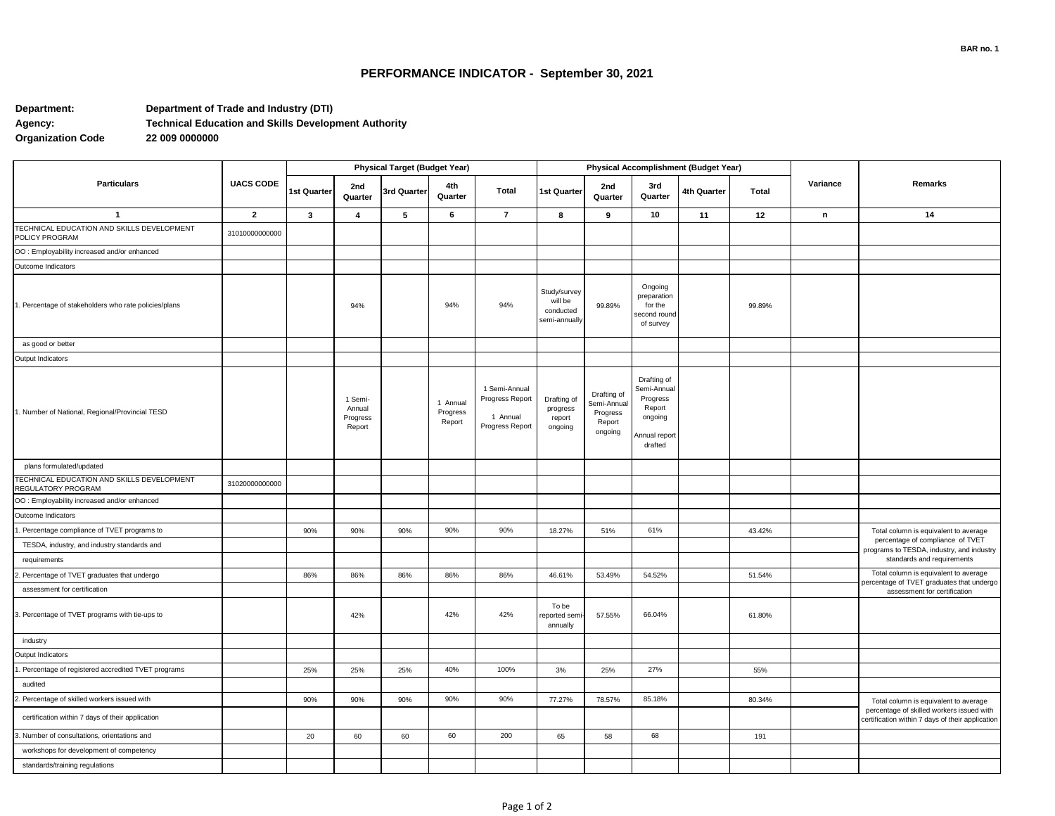BAR no. 1

# PERFORMANCE INDICATOR - September 30, 2021

**Department:** Department of Trade and Industry (DTI)
**Agency:** Technical Education and Skills Development Authority
**Organization Code** 22 009 0000000

| Particulars | UACS CODE | Physical Target (Budget Year) | | | | | Physical Accomplishment (Budget Year) | | | | | Variance | Remarks |
|---|---|---|---|---|---|---|---|---|---|---|---|---|---|
| | | 1st Quarter | 2nd Quarter | 3rd Quarter | 4th Quarter | Total | 1st Quarter | 2nd Quarter | 3rd Quarter | 4th Quarter | Total | | |
| 1 | 2 | 3 | 4 | 5 | 6 | 7 | 8 | 9 | 10 | 11 | 12 | n | 14 |
| TECHNICAL EDUCATION AND SKILLS DEVELOPMENT POLICY PROGRAM | 31010000000000 | | | | | | | | | | | | |
| OO : Employability increased and/or enhanced | | | | | | | | | | | | | |
| Outcome Indicators | | | | | | | | | | | | | |
| 1. Percentage of stakeholders who rate policies/plans | | | 94% | | 94% | 94% | Study/survey will be conducted semi-annually | 99.89% | Ongoing preparation for the second round of survey | | 99.89% | | |
| as good or better | | | | | | | | | | | | | |
| Output Indicators | | | | | | | | | | | | | |
| 1. Number of National, Regional/Provincial TESD | | | 1 Semi-Annual Progress Report | | 1 Annual Progress Report | 1 Semi-Annual Progress Report 1 Annual Progress Report | Drafting of progress report ongoing | Drafting of Semi-Annual Progress Report ongoing | Drafting of Semi-Annual Progress Report ongoing Annual report drafted | | | | |
| plans formulated/updated | | | | | | | | | | | | | |
| TECHNICAL EDUCATION AND SKILLS DEVELOPMENT REGULATORY PROGRAM | 31020000000000 | | | | | | | | | | | | |
| OO : Employability increased and/or enhanced | | | | | | | | | | | | | |
| Outcome Indicators | | | | | | | | | | | | | |
| 1. Percentage compliance of TVET programs to | | 90% | 90% | 90% | 90% | 90% | 18.27% | 51% | 61% | | 43.42% | | Total column is equivalent to average percentage of compliance of TVET programs to TESDA, industry, and industry standards and requirements |
| TESDA, industry, and industry standards and | | | | | | | | | | | | | |
| requirements | | | | | | | | | | | | | |
| 2. Percentage of TVET graduates that undergo | | 86% | 86% | 86% | 86% | 86% | 46.61% | 53.49% | 54.52% | | 51.54% | | Total column is equivalent to average percentage of TVET graduates that undergo assessment for certification |
| assessment for certification | | | | | | | | | | | | | |
| 3. Percentage of TVET programs with tie-ups to | | | 42% | | 42% | 42% | To be reported semi-annually | 57.55% | 66.04% | | 61.80% | | |
| industry | | | | | | | | | | | | | |
| Output Indicators | | | | | | | | | | | | | |
| 1. Percentage of registered accredited TVET programs | | 25% | 25% | 25% | 40% | 100% | 3% | 25% | 27% | | 55% | | |
| audited | | | | | | | | | | | | | |
| 2. Percentage of skilled workers issued with | | 90% | 90% | 90% | 90% | 90% | 77.27% | 78.57% | 85.18% | | 80.34% | | Total column is equivalent to average percentage of skilled workers issued with certification within 7 days of their application |
| certification within 7 days of their application | | | | | | | | | | | | | |
| 3. Number of consultations, orientations and | | 20 | 60 | 60 | 60 | 200 | 65 | 58 | 68 | | 191 | | |
| workshops for development of competency | | | | | | | | | | | | | |
| standards/training regulations | | | | | | | | | | | | | |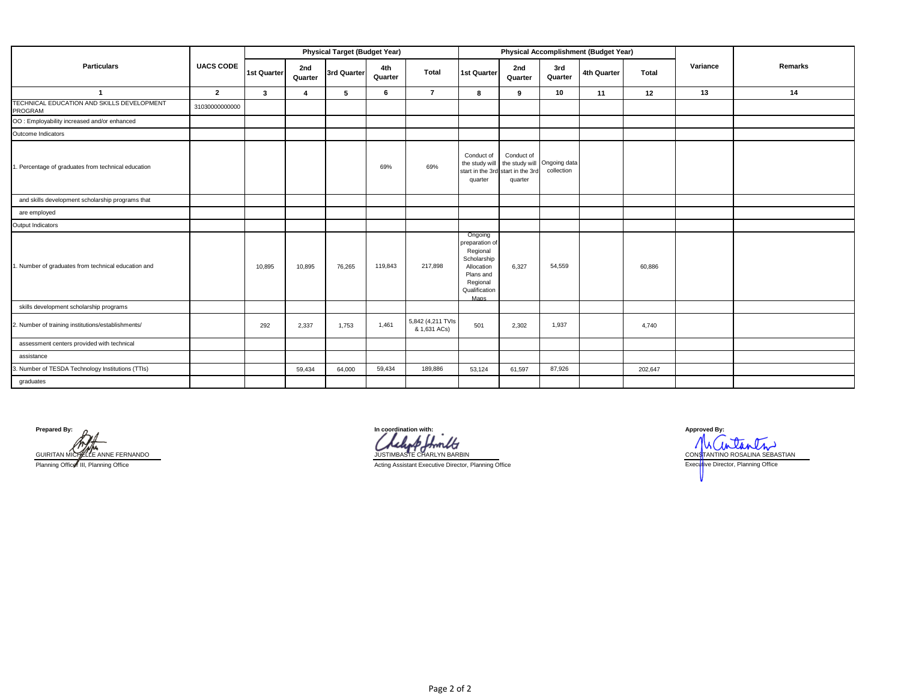| Particulars | UACS CODE | Physical Target (Budget Year) | | | | | Physical Accomplishment (Budget Year) | | | | | Variance | Remarks |
|---|---|---|---|---|---|---|---|---|---|---|---|---|---|
| | | 1st Quarter | 2nd Quarter | 3rd Quarter | 4th Quarter | Total | 1st Quarter | 2nd Quarter | 3rd Quarter | 4th Quarter | Total | | |
| 1 | 2 | 3 | 4 | 5 | 6 | 7 | 8 | 9 | 10 | 11 | 12 | 13 | 14 |
| TECHNICAL EDUCATION AND SKILLS DEVELOPMENT PROGRAM | 310300000000000 | | | | | | | | | | | | |
| OO : Employability increased and/or enhanced | | | | | | | | | | | | | |
| Outcome Indicators | | | | | | | | | | | | | |
| 1. Percentage of graduates from technical education | | | | | 69% | 69% | Conduct of the study will start in the 3rd quarter | Conduct of the study will start in the 3rd quarter | Ongoing data collection | | | | |
| and skills development scholarship programs that | | | | | | | | | | | | | |
| are employed | | | | | | | | | | | | | |
| Output Indicators | | | | | | | | | | | | | |
| 1. Number of graduates from technical education and | | 10,895 | 10,895 | 76,265 | 119,843 | 217,898 | Ongoing preparation of Regional Scholarship Allocation Plans and Regional Qualification Maps | 6,327 | 54,559 | | 60,886 | | |
| skills development scholarship programs | | | | | | | | | | | | | |
| 2. Number of training institutions/establishments/ | | 292 | 2,337 | 1,753 | 1,461 | 5,842 (4,211 TVIs & 1,631 ACs) | 501 | 2,302 | 1,937 | | 4,740 | | |
| assessment centers provided with technical | | | | | | | | | | | | | |
| assistance | | | | | | | | | | | | | |
| 3. Number of TESDA Technology Institutions (TTIs) | | | 59,434 | 64,000 | 59,434 | 189,886 | 53,124 | 61,597 | 87,926 | | 202,647 | | |
| graduates | | | | | | | | | | | | | |

**Prepared By:**

GUIRITAN MICHELLE ANNE FERNANDO
Planning Officer III, Planning Office

**In coordination with:**

JUSTIMBASTE CHARLYN BARBIN
Acting Assistant Executive Director, Planning Office

**Approved By:**

CONSTANTINO ROSALINA SEBASTIAN
Executive Director, Planning Office